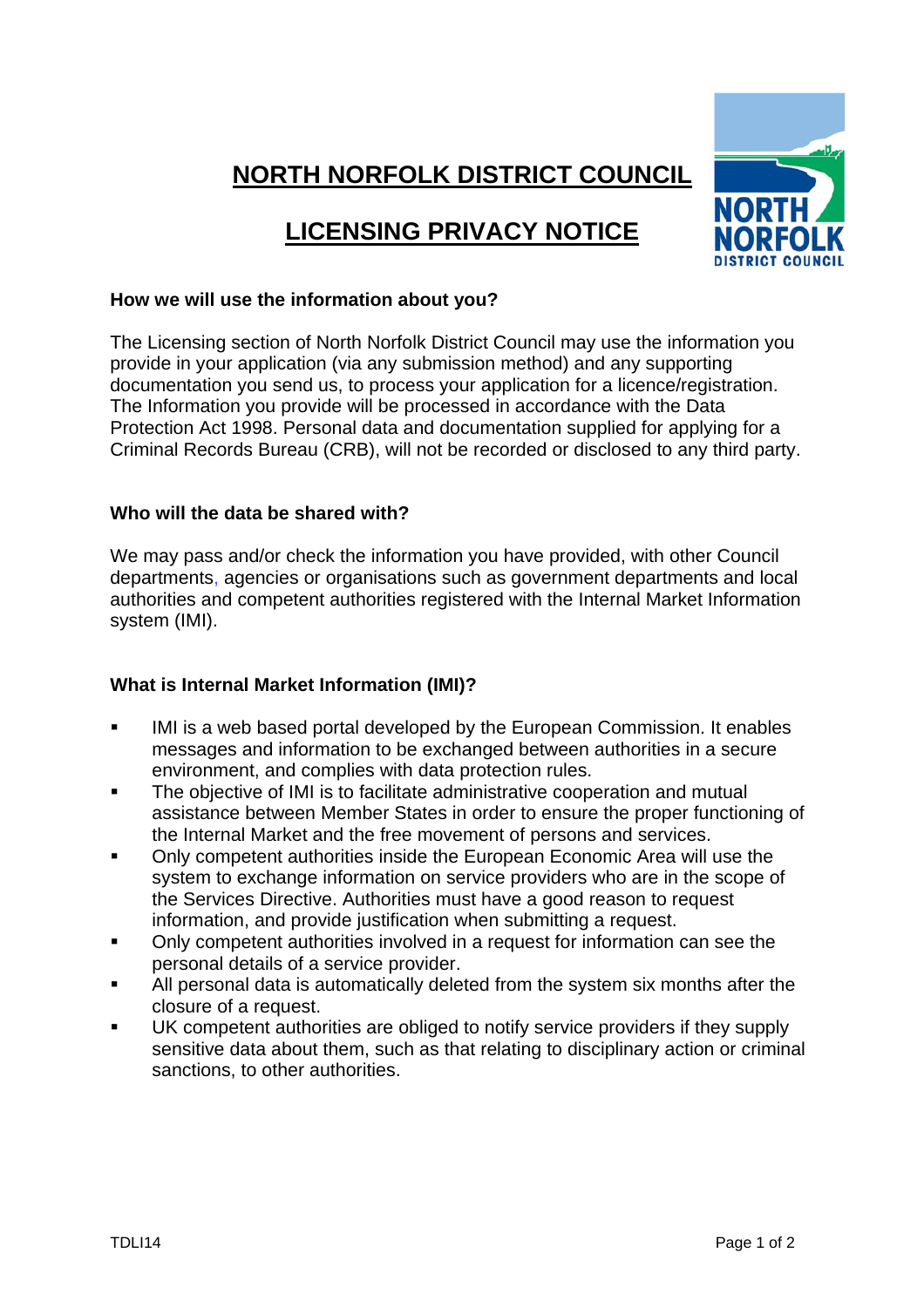# NORTH NORFOLK DISTRICT COUNCIL

## LICENSING PRIVACY NOTICE

**How we will use the information about you?**

The Licensing section of North Norfolk District Council may use the information you provide in your application (via any submission method) and any supporting documentation you send us, to process your application for a licence/registration. The Information you provide will be processed in accordance with the Data Protection Act 1998. Personal data and documentation supplied for applying for a Criminal Records Bureau (CRB), will not be recorded or disclosed to any third party.

**Who will the data be shared with?**

We may pass and/or check the information you have provided, with other Council departments, agencies or organisations such as government departments and local authorities and competent authorities registered with the Internal Market Information system (IMI).

**What is Internal Market Information (IMI)?**

- IMI is a web based portal developed by the European Commission. It enables messages and information to be exchanged between authorities in a secure environment, and complies with data protection rules.
- The objective of IMI is to facilitate administrative cooperation and mutual assistance between Member States in order to ensure the proper functioning of the Internal Market and the free movement of persons and services.
- Only competent authorities inside the European Economic Area will use the system to exchange information on service providers who are in the scope of the Services Directive. Authorities must have a good reason to request information, and provide justification when submitting a request.
- Only competent authorities involved in a request for information can see the personal details of a service provider.
- All personal data is automatically deleted from the system six months after the closure of a request.
- UK competent authorities are obliged to notify service providers if they supply sensitive data about them, such as that relating to disciplinary action or criminal sanctions, to other authorities.

TDLI14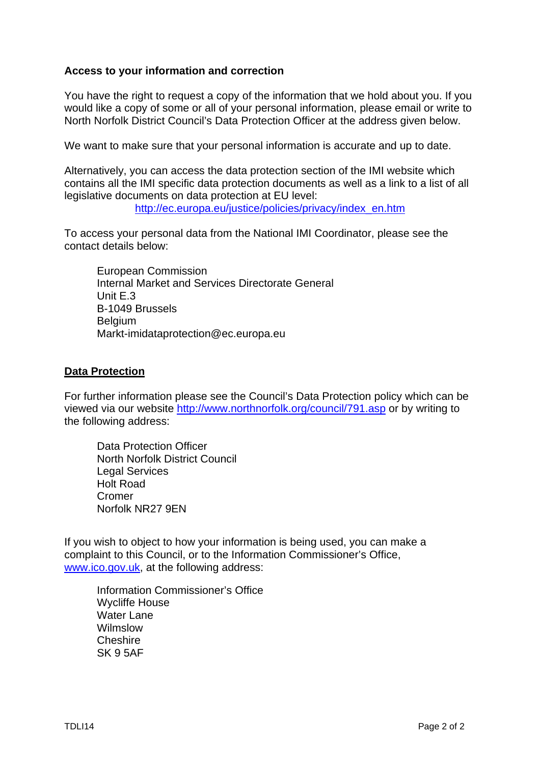**Access to your information and correction**

You have the right to request a copy of the information that we hold about you. If you would like a copy of some or all of your personal information, please email or write to North Norfolk District Council's Data Protection Officer at the address given below.

We want to make sure that your personal information is accurate and up to date.

Alternatively, you can access the data protection section of the IMI website which contains all the IMI specific data protection documents as well as a link to a list of all legislative documents on data protection at EU level:
http://ec.europa.eu/justice/policies/privacy/index_en.htm

To access your personal data from the National IMI Coordinator, please see the contact details below:

European Commission
Internal Market and Services Directorate General
Unit E.3
B-1049 Brussels
Belgium
Markt-imidataprotection@ec.europa.eu

**Data Protection**

For further information please see the Council's Data Protection policy which can be viewed via our website http://www.northnorfolk.org/council/791.asp or by writing to the following address:

Data Protection Officer
North Norfolk District Council
Legal Services
Holt Road
Cromer
Norfolk NR27 9EN

If you wish to object to how your information is being used, you can make a complaint to this Council, or to the Information Commissioner's Office, www.ico.gov.uk, at the following address:

Information Commissioner's Office
Wycliffe House
Water Lane
Wilmslow
Cheshire
SK 9 5AF

TDLI14